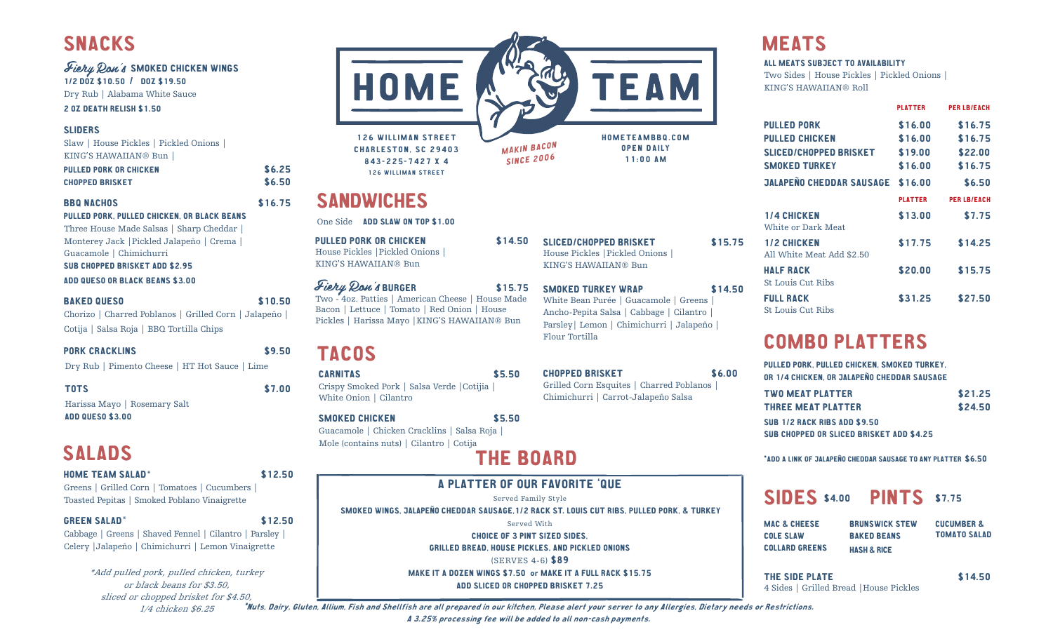# HOME TEAM

126 WILLIAN STREET
CHARLESTON, SC 29403
843-225-7427 X 4
126 WILLIMAN STREET

*MAKIN BACON SINCE 2006*

HOMETEAMBBQ.COM
OPEN DAILY
11:00 AM

## SNACKS

**Fiery Ron's SMOKED CHICKEN WINGS**
1/2 DOZ $10.50 / DOZ $19.50
Dry Rub | Alabama White Sauce
2 OZ DEATH RELISH $1.50

**SLIDERS**
Slaw | House Pickles | Pickled Onions | KING'S HAWAIIAN® Bun |

| | |
|---|---|
| PULLED PORK OR CHICKEN | $6.25 |
| CHOPPED BRISKET | $6.50 |

**BBQ NACHOS** $16.75
PULLED PORK, PULLED CHICKEN, OR BLACK BEANS
Three House Made Salsas | Sharp Cheddar | Monterey Jack | Pickled Jalapeño | Crema | Guacamole | Chimichurri
SUB CHOPPED BRISKET ADD $2.95
ADD QUESO OR BLACK BEANS $3.00

**BAKED QUESO** $10.50
Chorizo | Charred Poblanos | Grilled Corn | Jalapeño | Cotija | Salsa Roja | BBQ Tortilla Chips

**PORK CRACKLINS** $9.50
Dry Rub | Pimento Cheese | HT Hot Sauce | Lime

**TOTS** $7.00
Harissa Mayo | Rosemary Salt
ADD QUESO $3.00

## SALADS

**HOME TEAM SALAD*** $12.50
Greens | Grilled Corn | Tomatoes | Cucumbers | Toasted Pepitas | Smoked Poblano Vinaigrette

**GREEN SALAD*** $12.50
Cabbage | Greens | Shaved Fennel | Cilantro | Parsley | Celery | Jalapeño | Chimichurri | Lemon Vinaigrette

*\*Add pulled pork, pulled chicken, turkey or black beans for $3.50, sliced or chopped brisket for $4.50, 1/4 chicken $6.25*

## SANDWICHES

One Side ADD SLAW ON TOP $1.00

**PULLED PORK OR CHICKEN** $14.50
House Pickles | Pickled Onions | KING'S HAWAIIAN® Bun

**Fiery Ron's BURGER** $15.75
Two - 4oz. Patties | American Cheese | House Made Bacon | Lettuce | Tomato | Red Onion | House Pickles | Harissa Mayo | KING'S HAWAIIAN® Bun

**SLICED/CHOPPED BRISKET** $15.75
House Pickles | Pickled Onions | KING'S HAWAIIAN® Bun

**SMOKED TURKEY WRAP** $14.50
White Bean Purée | Guacamole | Greens | Ancho-Pepita Salsa | Cabbage | Cilantro | Parsley | Lemon | Chimichurri | Jalapeño | Flour Tortilla

## TACOS

**CARNITAS** $5.50
Crispy Smoked Pork | Salsa Verde | Cotija | White Onion | Cilantro

**SMOKED CHICKEN** $5.50
Guacamole | Chicken Cracklins | Salsa Roja | Mole (contains nuts) | Cilantro | Cotija

**CHOPPED BRISKET** $6.00
Grilled Corn Esquites | Charred Poblanos | Chimichurri | Carrot-Jalapeño Salsa

## THE BOARD

**A PLATTER OF OUR FAVORITE 'QUE**
Served Family Style
SMOKED WINGS, JALAPEÑO CHEDDAR SAUSAGE, 1/2 RACK ST. LOUIS CUT RIBS, PULLED PORK, & TURKEY
Served With
CHOICE OF 3 PINT SIZED SIDES,
GRILLED BREAD, HOUSE PICKLES, AND PICKLED ONIONS
(SERVES 4-6) **$89**
MAKE IT A DOZEN WINGS $7.50 or MAKE IT A FULL RACK $15.75
ADD SLICED OR CHOPPED BRISKET 7.25

## MEATS

ALL MEATS SUBJECT TO AVAILABILITY
Two Sides | House Pickles | Pickled Onions | KING'S HAWAIIAN® Roll

| | PLATTER | PER LB/EACH |
|---|---|---|
| PULLED PORK | $16.00 | $16.75 |
| PULLED CHICKEN | $16.00 | $16.75 |
| SLICED/CHOPPED BRISKET | $19.00 | $22.00 |
| SMOKED TURKEY | $16.00 | $16.75 |
| JALAPEÑO CHEDDAR SAUSAGE | $16.00 | $6.50 |
| | PLATTER | PER LB/EACH |
| 1/4 CHICKEN<br>White or Dark Meat | $13.00 | $7.75 |
| 1/2 CHICKEN<br>All White Meat Add $2.50 | $17.75 | $14.25 |
| HALF RACK<br>St Louis Cut Ribs | $20.00 | $15.75 |
| FULL RACK<br>St Louis Cut Ribs | $31.25 | $27.50 |

## COMBO PLATTERS

PULLED PORK, PULLED CHICKEN, SMOKED TURKEY, OR 1/4 CHICKEN, OR JALAPEÑO CHEDDAR SAUSAGE

| | |
|---|---|
| TWO MEAT PLATTER | $21.25 |
| THREE MEAT PLATTER | $24.50 |

SUB 1/2 RACK RIBS ADD $9.50
SUB CHOPPED OR SLICED BRISKET ADD $4.25

*ADD A LINK OF JALAPEÑO CHEDDAR SAUSAGE TO ANY PLATTER $6.50

## SIDES $4.00 PINTS $7.75

- MAC & CHEESE
- COLE SLAW
- COLLARD GREENS
- BRUNSWICK STEW
- BAKED BEANS
- HASH & RICE
- CUCUMBER & TOMATO SALAD

**THE SIDE PLATE** $14.50
4 Sides | Grilled Bread | House Pickles

*Nuts, Dairy, Gluten, Allium, Fish and Shellfish are all prepared in our kitchen, Please alert your server to any Allergies, Dietary needs or Restrictions.
A 3.25% processing fee will be added to all non-cash payments.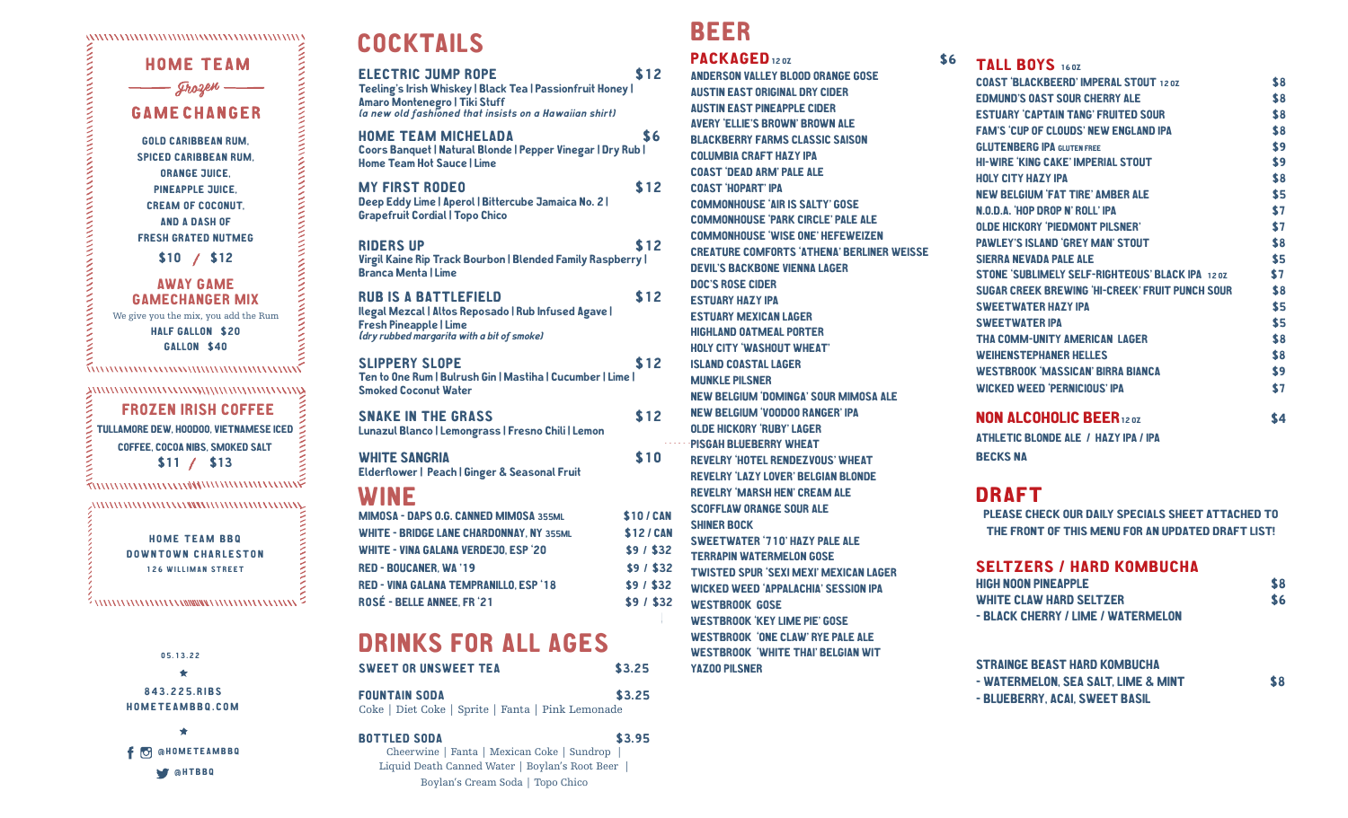## HOME TEAM *Frozen* GAME CHANGER

GOLD CARIBBEAN RUM,
SPICED CARIBBEAN RUM,
ORANGE JUICE,
PINEAPPLE JUICE,
CREAM OF COCONUT,
AND A DASH OF
FRESH GRATED NUTMEG

$10 / $12

### AWAY GAME GAMECHANGER MIX

We give you the mix, you add the Rum

HALF GALLON $20
GALLON $40

### FROZEN IRISH COFFEE

TULLAMORE DEW, HOODOO, VIETNAMESE ICED COFFEE, COCOA NIBS, SMOKED SALT

$11 / $13

HOME TEAM BBQ
DOWNTOWN CHARLESTON
126 WILLIMAN STREET

05.13.22

★

843.225.RIBS
HOMETEAMBBQ.COM

★

@HOMETEAMBBQ
@HTBBQ

# COCKTAILS

**ELECTRIC JUMP ROPE** $12
Teeling's Irish Whiskey | Black Tea | Passionfruit Honey | Amaro Montenegro | Tiki Stuff
*(a new old fashioned that insists on a Hawaiian shirt)*

**HOME TEAM MICHELADA** $6
Coors Banquet | Natural Blonde | Pepper Vinegar | Dry Rub | Home Team Hot Sauce | Lime

**MY FIRST RODEO** $12
Deep Eddy Lime | Aperol | Bittercube Jamaica No. 2 | Grapefruit Cordial | Topo Chico

**RIDERS UP** $12
Virgil Kaine Rip Track Bourbon | Blended Family Raspberry | Branca Menta | Lime

**RUB IS A BATTLEFIELD** $12
Ilegal Mezcal | Altos Reposado | Rub Infused Agave | Fresh Pineapple | Lime
*(dry rubbed margarita with a bit of smoke)*

**SLIPPERY SLOPE** $12
Ten to One Rum | Bulrush Gin | Mastiha | Cucumber | Lime | Smoked Coconut Water

**SNAKE IN THE GRASS** $12
Lunazul Blanco | Lemongrass | Fresno Chili | Lemon

**WHITE SANGRIA** $10
Elderflower | Peach | Ginger & Seasonal Fruit

# WINE

| | |
|---|---|
| MIMOSA - DAPS O.G. CANNED MIMOSA 355ML | $10 / CAN |
| WHITE - BRIDGE LANE CHARDONNAY, NY 355ML | $12 / CAN |
| WHITE - VINA GALANA VERDEJO, ESP '20 | $9 / $32 |
| RED - BOUCANER, WA '19 | $9 / $32 |
| RED - VINA GALANA TEMPRANILLO, ESP '18 | $9 / $32 |
| ROSÉ - BELLE ANNEE, FR '21 | $9 / $32 |

# DRINKS FOR ALL AGES

**SWEET OR UNSWEET TEA** $3.25

**FOUNTAIN SODA** $3.25
Coke | Diet Coke | Sprite | Fanta | Pink Lemonade

**BOTTLED SODA** $3.95
Cheerwine | Fanta | Mexican Coke | Sundrop | Liquid Death Canned Water | Boylan's Root Beer | Boylan's Cream Soda | Topo Chico

# BEER

## PACKAGED 12 OZ — $6

ANDERSON VALLEY BLOOD ORANGE GOSE
AUSTIN EAST ORIGINAL DRY CIDER
AUSTIN EAST PINEAPPLE CIDER
AVERY 'ELLIE'S BROWN' BROWN ALE
BLACKBERRY FARMS CLASSIC SAISON
COLUMBIA CRAFT HAZY IPA
COAST 'DEAD ARM' PALE ALE
COAST 'HOPART' IPA
COMMONHOUSE 'AIR IS SALTY' GOSE
COMMONHOUSE 'PARK CIRCLE' PALE ALE
COMMONHOUSE 'WISE ONE' HEFEWEIZEN
CREATURE COMFORTS 'ATHENA' BERLINER WEISSE
DEVIL'S BACKBONE VIENNA LAGER
DOC'S ROSE CIDER
ESTUARY HAZY IPA
ESTUARY MEXICAN LAGER
HIGHLAND OATMEAL PORTER
HOLY CITY 'WASHOUT WHEAT'
ISLAND COASTAL LAGER
MUNKLE PILSNER
NEW BELGIUM 'DOMINGA' SOUR MIMOSA ALE
NEW BELGIUM 'VOODOO RANGER' IPA
OLDE HICKORY 'RUBY' LAGER
PISGAH BLUEBERRY WHEAT
REVELRY 'HOTEL RENDEZVOUS' WHEAT
REVELRY 'LAZY LOVER' BELGIAN BLONDE
REVELRY 'MARSH HEN' CREAM ALE
SCOFFLAW ORANGE SOUR ALE
SHINER BOCK
SWEETWATER '710' HAZY PALE ALE
TERRAPIN WATERMELON GOSE
TWISTED SPUR 'SEXI MEXI' MEXICAN LAGER
WICKED WEED 'APPALACHIA' SESSION IPA
WESTBROOK GOSE
WESTBROOK 'KEY LIME PIE' GOSE
WESTBROOK 'ONE CLAW' RYE PALE ALE
WESTBROOK 'WHITE THAI' BELGIAN WIT
YAZOO PILSNER

## TALL BOYS 16 OZ

| | |
|---|---|
| COAST 'BLACKBEERD' IMPERIAL STOUT 12 OZ | $8 |
| EDMUND'S OAST SOUR CHERRY ALE | $8 |
| ESTUARY 'CAPTAIN TANG' FRUITED SOUR | $8 |
| FAM'S 'CUP OF CLOUDS' NEW ENGLAND IPA | $8 |
| GLUTENBERG IPA GLUTEN FREE | $9 |
| HI-WIRE 'KING CAKE' IMPERIAL STOUT | $9 |
| HOLY CITY HAZY IPA | $8 |
| NEW BELGIUM 'FAT TIRE' AMBER ALE | $5 |
| N.O.D.A. 'HOP DROP N' ROLL' IPA | $7 |
| OLDE HICKORY 'PIEDMONT PILSNER' | $7 |
| PAWLEY'S ISLAND 'GREY MAN' STOUT | $8 |
| SIERRA NEVADA PALE ALE | $5 |
| STONE 'SUBLIMELY SELF-RIGHTEOUS' BLACK IPA 12 OZ | $7 |
| SUGAR CREEK BREWING 'HI-CREEK' FRUIT PUNCH SOUR | $8 |
| SWEETWATER HAZY IPA | $5 |
| SWEETWATER IPA | $5 |
| THA COMM-UNITY AMERICAN LAGER | $8 |
| WEIHENSTEPHANER HELLES | $8 |
| WESTBROOK 'MASSICAN' BIRRA BIANCA | $9 |
| WICKED WEED 'PERNICIOUS' IPA | $7 |

## NON ALCOHOLIC BEER 12 OZ — $4

ATHLETIC BLONDE ALE / HAZY IPA / IPA
BECKS NA

## DRAFT

PLEASE CHECK OUR DAILY SPECIALS SHEET ATTACHED TO THE FRONT OF THIS MENU FOR AN UPDATED DRAFT LIST!

## SELTZERS / HARD KOMBUCHA

| | |
|---|---|
| HIGH NOON PINEAPPLE | $8 |
| WHITE CLAW HARD SELTZER<br>- BLACK CHERRY / LIME / WATERMELON | $6 |
| STRAINGE BEAST HARD KOMBUCHA<br>- WATERMELON, SEA SALT, LIME & MINT<br>- BLUEBERRY, ACAI, SWEET BASIL | $8 |